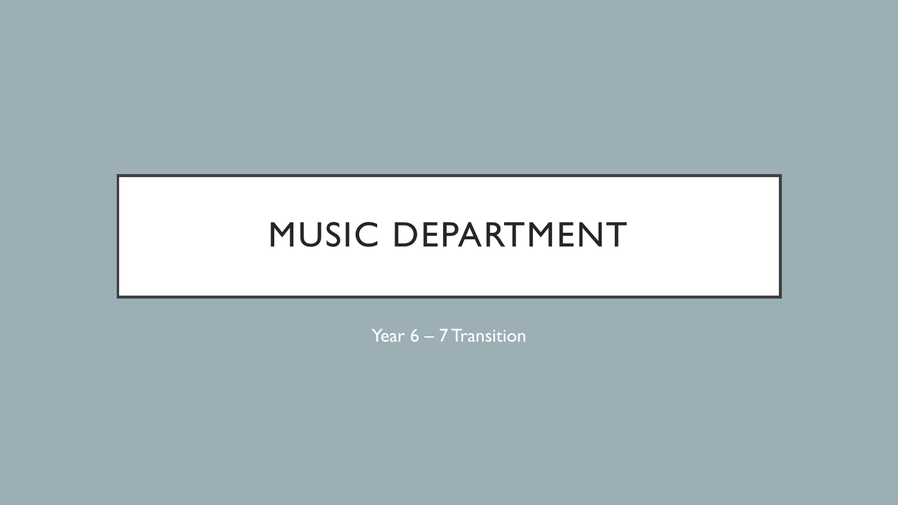# MUSIC DEPARTMENT

Year 6 – 7 Transition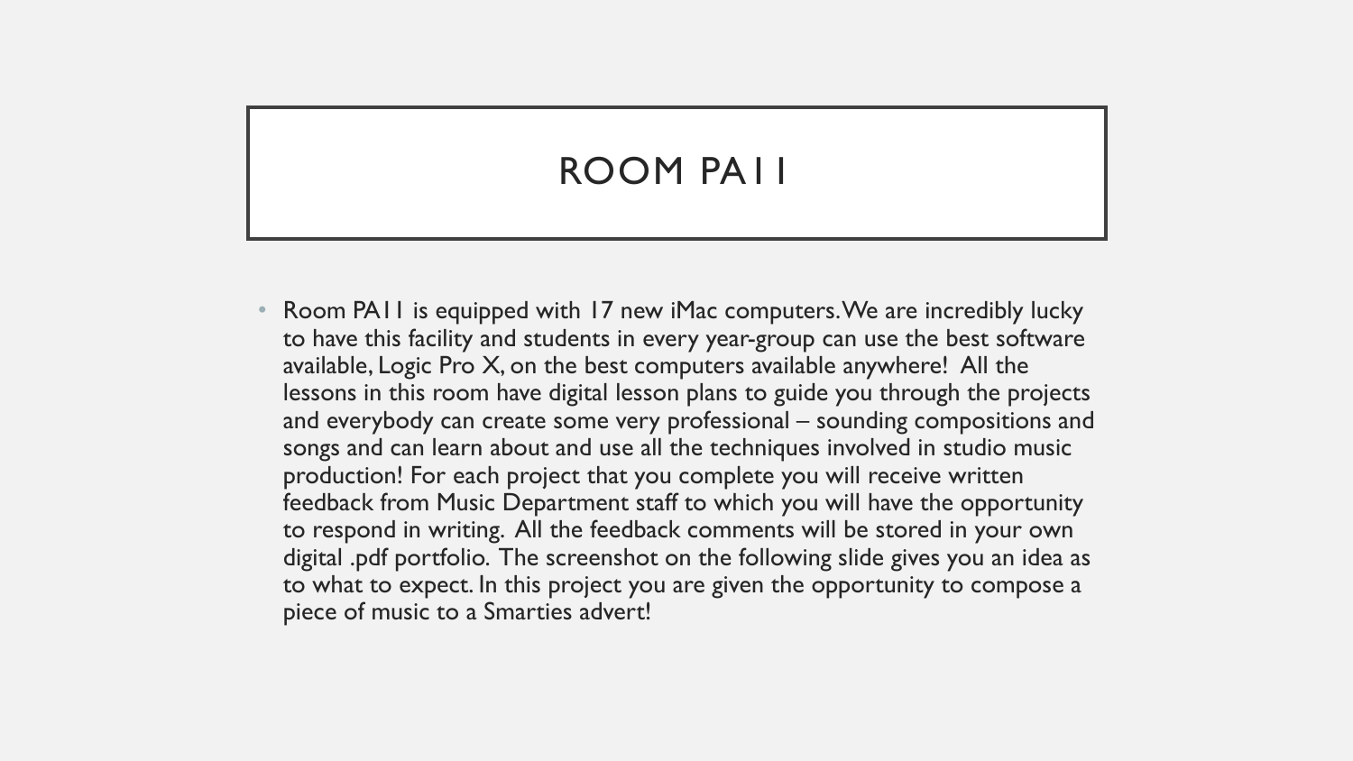# ROOM PA11

- Room PA11 is equipped with 17 new iMac computers. We are incredibly lucky to have this facility and students in every year-group can use the best software available, Logic Pro X, on the best computers available anywhere! All the lessons in this room have digital lesson plans to guide you through the projects and everybody can create some very professional – sounding compositions and songs and can learn about and use all the techniques involved in studio music production! For each project that you complete you will receive written feedback from Music Department staff to which you will have the opportunity to respond in writing. All the feedback comments will be stored in your own digital .pdf portfolio. The screenshot on the following slide gives you an idea as to what to expect. In this project you are given the opportunity to compose a piece of music to a Smarties advert!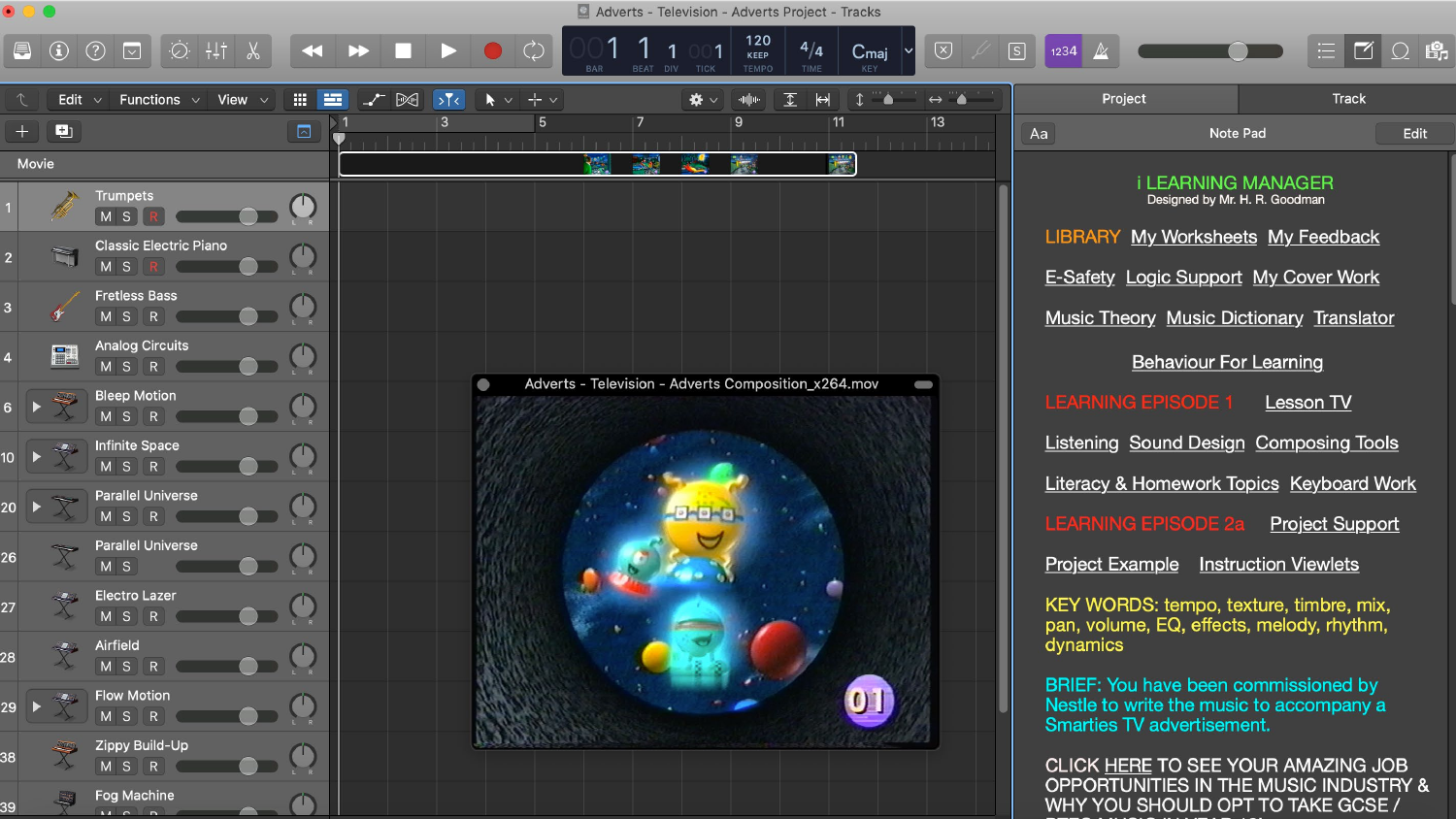Adverts - Television - Adverts Project - Tracks

Adverts - Television - Adverts Composition_x264.mov

**Project** | **Track**

Note Pad

# i LEARNING MANAGER

Designed by Mr. H. R. Goodman

LIBRARY My Worksheets My Feedback

E-Safety Logic Support My Cover Work

Music Theory Music Dictionary Translator

Behaviour For Learning

LEARNING EPISODE 1 Lesson TV

Listening Sound Design Composing Tools

Literacy & Homework Topics Keyboard Work

LEARNING EPISODE 2a Project Support

Project Example Instruction Viewlets

KEY WORDS: tempo, texture, timbre, mix, pan, volume, EQ, effects, melody, rhythm, dynamics

BRIEF: You have been commissioned by Nestle to write the music to accompany a Smarties TV advertisement.

CLICK HERE TO SEE YOUR AMAZING JOB OPPORTUNITIES IN THE MUSIC INDUSTRY & WHY YOU SHOULD OPT TO TAKE GCSE /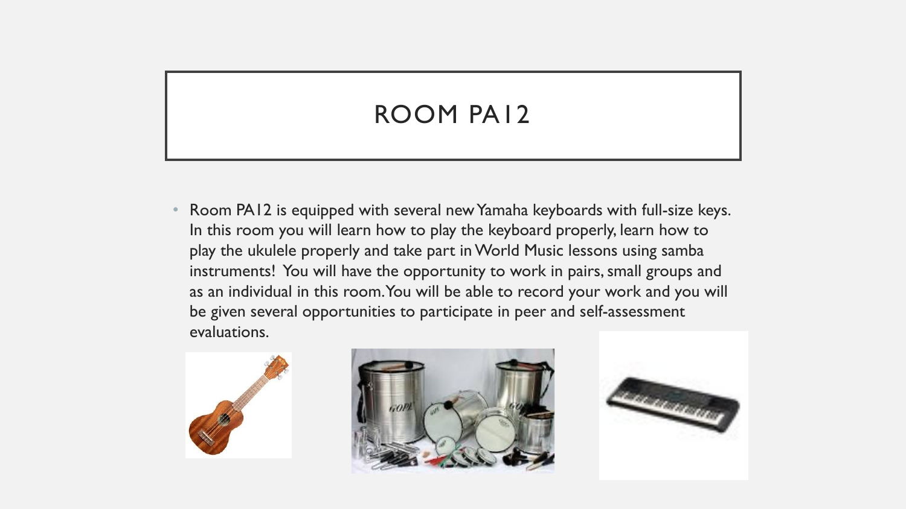# ROOM PA12

- Room PA12 is equipped with several new Yamaha keyboards with full-size keys. In this room you will learn how to play the keyboard properly, learn how to play the ukulele properly and take part in World Music lessons using samba instruments! You will have the opportunity to work in pairs, small groups and as an individual in this room. You will be able to record your work and you will be given several opportunities to participate in peer and self-assessment evaluations.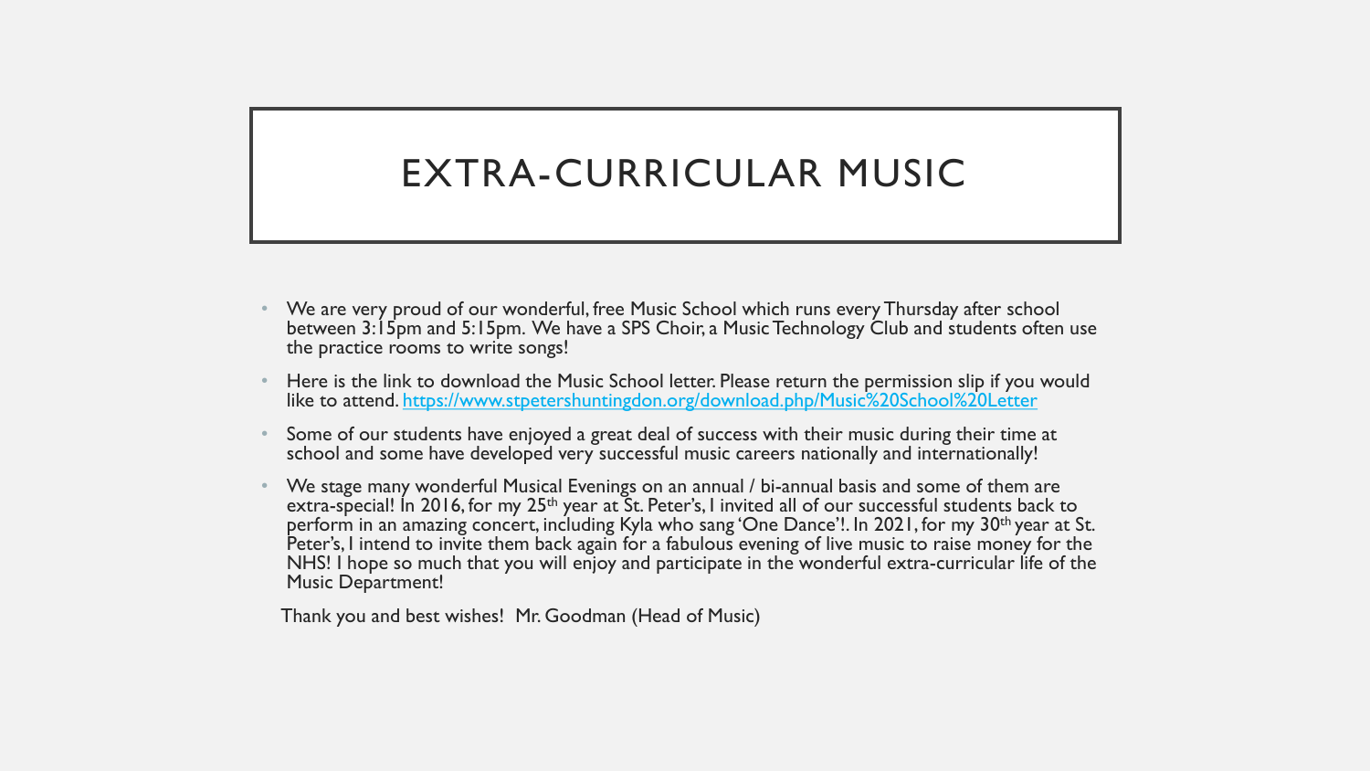# EXTRA-CURRICULAR MUSIC

- We are very proud of our wonderful, free Music School which runs every Thursday after school between 3:15pm and 5:15pm. We have a SPS Choir, a Music Technology Club and students often use the practice rooms to write songs!
- Here is the link to download the Music School letter. Please return the permission slip if you would like to attend. [https://www.stpetershuntingdon.org/download.php/Music%20School%20Letter](https://www.stpetershuntingdon.org/download.php/Music%20School%20Letter)
- Some of our students have enjoyed a great deal of success with their music during their time at school and some have developed very successful music careers nationally and internationally!
- We stage many wonderful Musical Evenings on an annual / bi-annual basis and some of them are extra-special! In 2016, for my 25th year at St. Peter's, I invited all of our successful students back to perform in an amazing concert, including Kyla who sang 'One Dance'!. In 2021, for my 30th year at St. Peter's, I intend to invite them back again for a fabulous evening of live music to raise money for the NHS! I hope so much that you will enjoy and participate in the wonderful extra-curricular life of the Music Department!

Thank you and best wishes! Mr. Goodman (Head of Music)